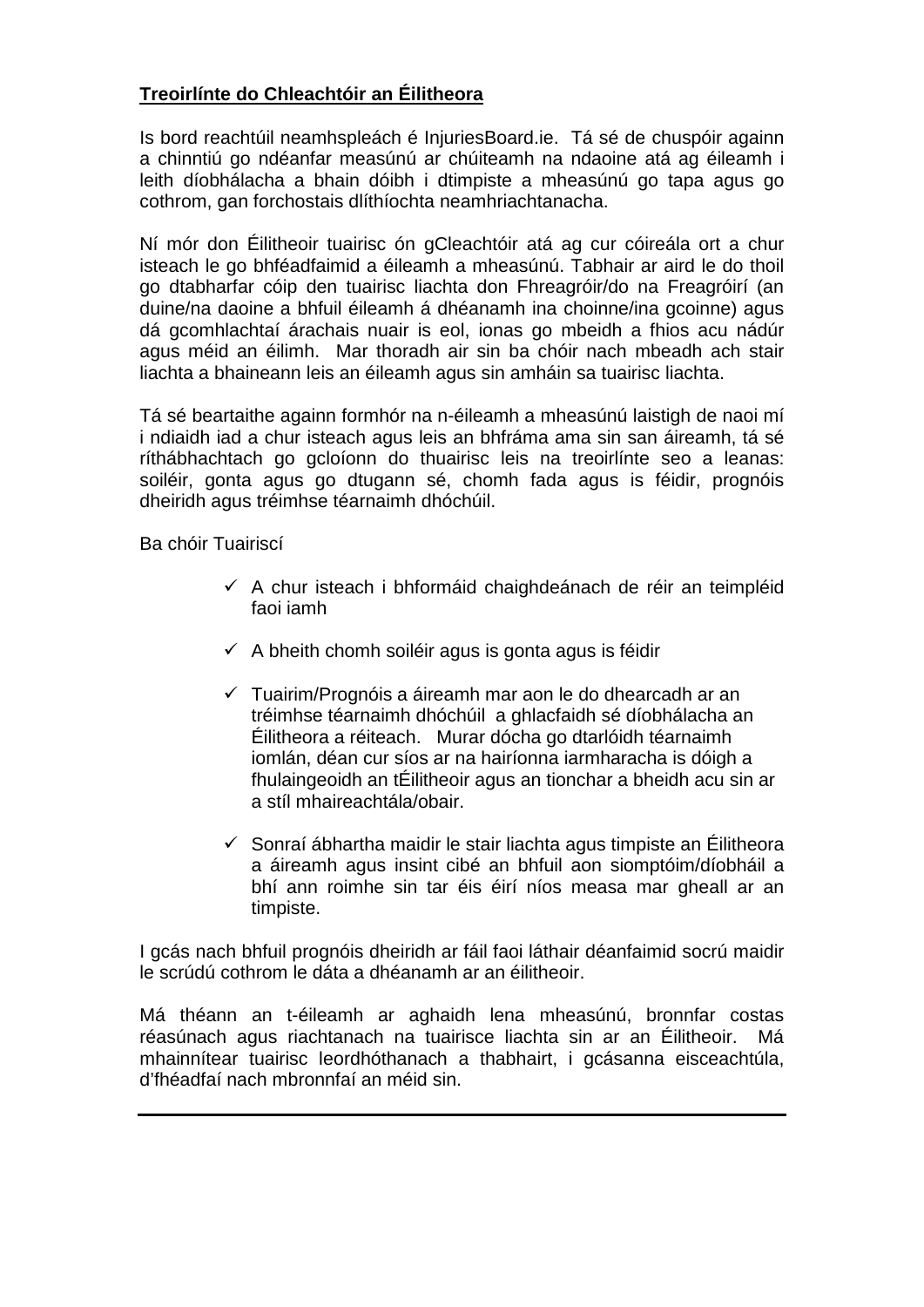**Treoirlínte do Chleachtóir an Éilitheora**

Is bord reachtúil neamhspleách é InjuriesBoard.ie. Tá sé de chuspóir againn a chinntiú go ndéanfar measúnú ar chúiteamh na ndaoine atá ag éileamh i leith díobhálacha a bhain dóibh i dtimpiste a mheasúnú go tapa agus go cothrom, gan forchostais dlíthíochta neamhriachtanacha.

Ní mór don Éilitheoir tuairisc ón gCleachtóir atá ag cur cóireála ort a chur isteach le go bhféadfaimid a éileamh a mheasúnú. Tabhair ar aird le do thoil go dtabharfar cóip den tuairisc liachta don Fhreagróir/do na Freagróirí (an duine/na daoine a bhfuil éileamh á dhéanamh ina choinne/ina gcoinne) agus dá gcomhlachtaí árachais nuair is eol, ionas go mbeidh a fhios acu nádúr agus méid an éilimh. Mar thoradh air sin ba chóir nach mbeadh ach stair liachta a bhaineann leis an éileamh agus sin amháin sa tuairisc liachta.

Tá sé beartaithe againn formhór na n-éileamh a mheasúnú laistigh de naoi mí i ndiaidh iad a chur isteach agus leis an bhfráma ama sin san áireamh, tá sé ríthábhachtach go gcloíonn do thuairisc leis na treoirlínte seo a leanas: soiléir, gonta agus go dtugann sé, chomh fada agus is féidir, prognóis dheiridh agus tréimhse téarnaimh dhóchúil.

Ba chóir Tuairiscí

- ✓ A chur isteach i bhformáid chaighdeánach de réir an teimpléid faoi iamh
- ✓ A bheith chomh soiléir agus is gonta agus is féidir
- ✓ Tuairim/Prognóis a áireamh mar aon le do dhearcadh ar an tréimhse téarnaimh dhóchúil a ghlacfaidh sé díobhálacha an Éilitheora a réiteach. Murar dócha go dtarlóidh téarnaimh iomlán, déan cur síos ar na hairíonna iarmharacha is dóigh a fhulaingeoidh an tÉilitheoir agus an tionchar a bheidh acu sin ar a stíl mhaireachtála/obair.
- ✓ Sonraí ábhartha maidir le stair liachta agus timpiste an Éilitheora a áireamh agus insint cibé an bhfuil aon siomptóim/díobháil a bhí ann roimhe sin tar éis éirí níos measa mar gheall ar an timpiste.

I gcás nach bhfuil prognóis dheiridh ar fáil faoi láthair déanfaimid socrú maidir le scrúdú cothrom le dáta a dhéanamh ar an éilitheoir.

Má théann an t-éileamh ar aghaidh lena mheasúnú, bronnfar costas réasúnach agus riachtanach na tuairisce liachta sin ar an Éilitheoir. Má mhainnítear tuairisc leordhóthanach a thabhairt, i gcásanna eisceachtúla, d'fhéadfaí nach mbronnfaí an méid sin.

---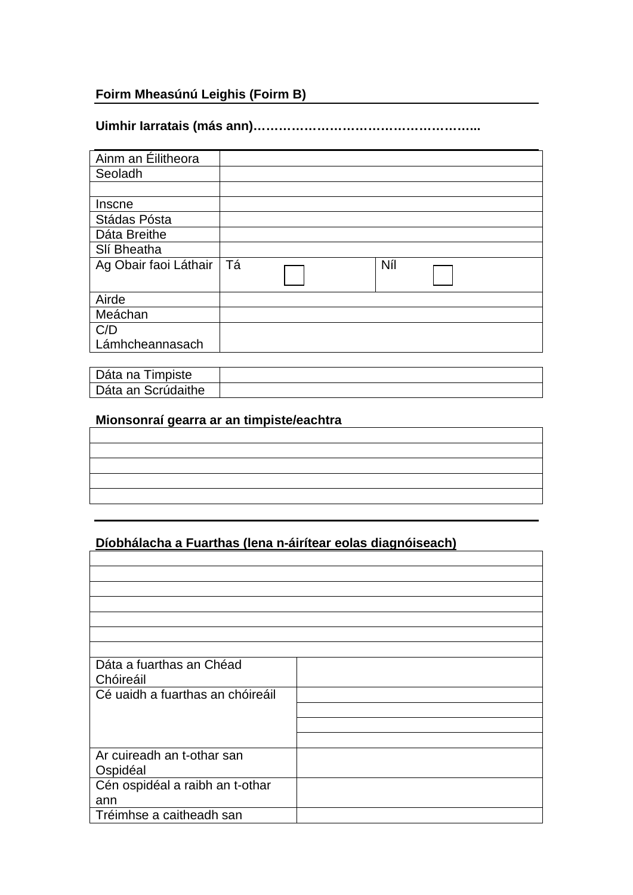**Foirm Mheasúnú Leighis (Foirm B)**

**Uimhir Iarratais (más ann)……………………………………………...**

| | | |
|---|---|---|
| Ainm an Éilitheora | | |
| Seoladh | | |
| | | |
| Inscne | | |
| Stádas Pósta | | |
| Dáta Breithe | | |
| Slí Bheatha | | |
| Ag Obair faoi Láthair | Tá ☐ | Níl ☐ |
| Airde | | |
| Meáchan | | |
| C/D Lámhcheannasach | | |

| | |
|---|---|
| Dáta na Timpiste | |
| Dáta an Scrúdaithe | |

**Mionsonraí gearra ar an timpiste/eachtra**

| |
|---|
| |
| |
| |
| |
| |

**Díobhálacha a Fuarthas (lena n-áirítear eolas diagnóiseach)**

| |
|---|
| |
| |
| |
| |
| |
| |
| |

| | |
|---|---|
| Dáta a fuarthas an Chéad Chóireáil | |
| Cé uaidh a fuarthas an chóireáil | |
| | |
| | |
| | |
| Ar cuireadh an t-othar san Ospidéal | |
| Cén ospidéal a raibh an t-othar ann | |
| Tréimhse a caitheadh san | |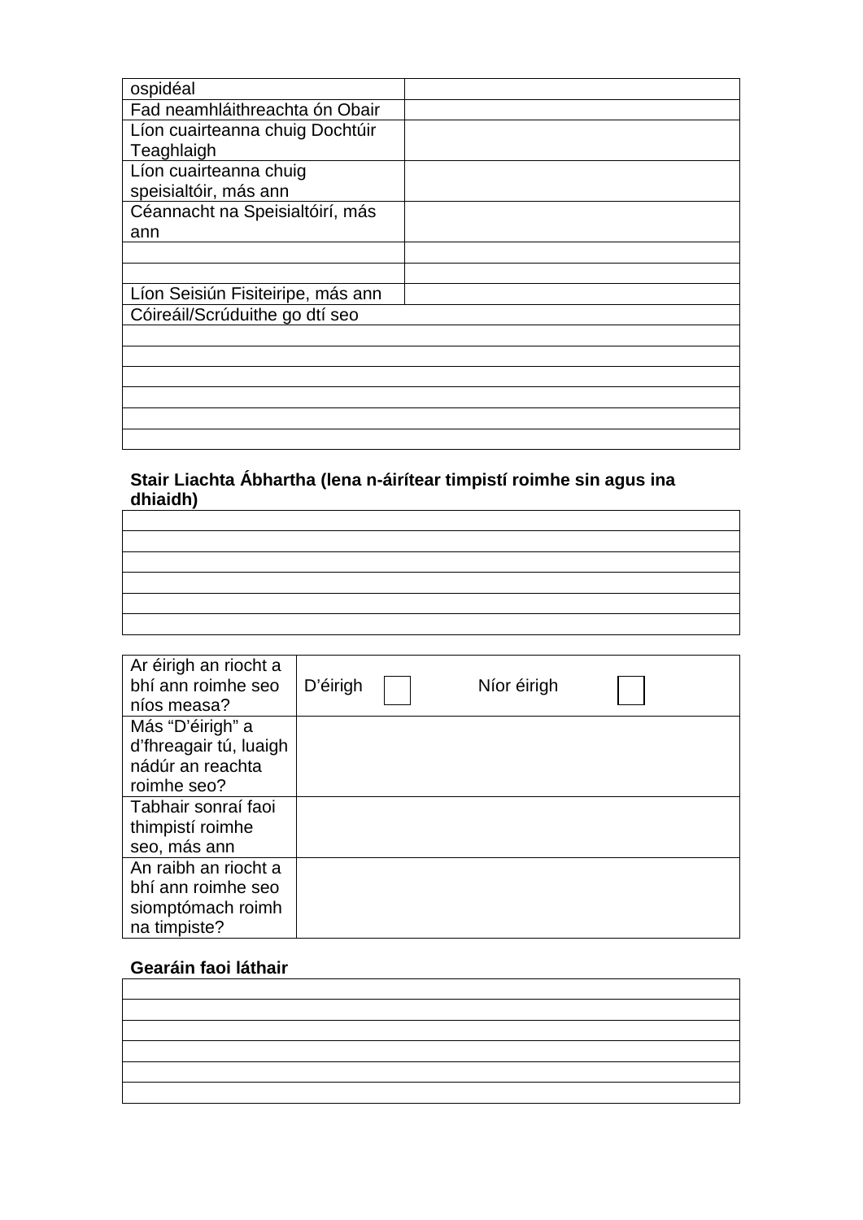| ospidéal | |
|---|---|
| Fad neamhláithreachta ón Obair | |
| Líon cuairteanna chuig Dochtúir Teaghlaigh | |
| Líon cuairteanna chuig speisialtóir, más ann | |
| Céannacht na Speisialtóirí, más ann | |
| | |
| | |
| Líon Seisiún Fisiteiripe, más ann | |

| Cóireáil/Scrúduithe go dtí seo |
|---|
| |
| |
| |
| |
| |
| |

**Stair Liachta Ábhartha (lena n-áirítear timpistí roimhe sin agus ina dhiaidh)**

| |
|---|
| |
| |
| |
| |
| |
| |

| Ar éirigh an riocht a bhí ann roimhe seo níos measa? | D'éirigh ☐ Níor éirigh ☐ |
|---|---|
| Más "D'éirigh" a d'fhreagair tú, luaigh nádúr an reachta roimhe seo? | |
| Tabhair sonraí faoi thimpistí roimhe seo, más ann | |
| An raibh an riocht a bhí ann roimhe seo siomptómach roimh na timpiste? | |

**Gearáin faoi láthair**

| |
|---|
| |
| |
| |
| |
| |
| |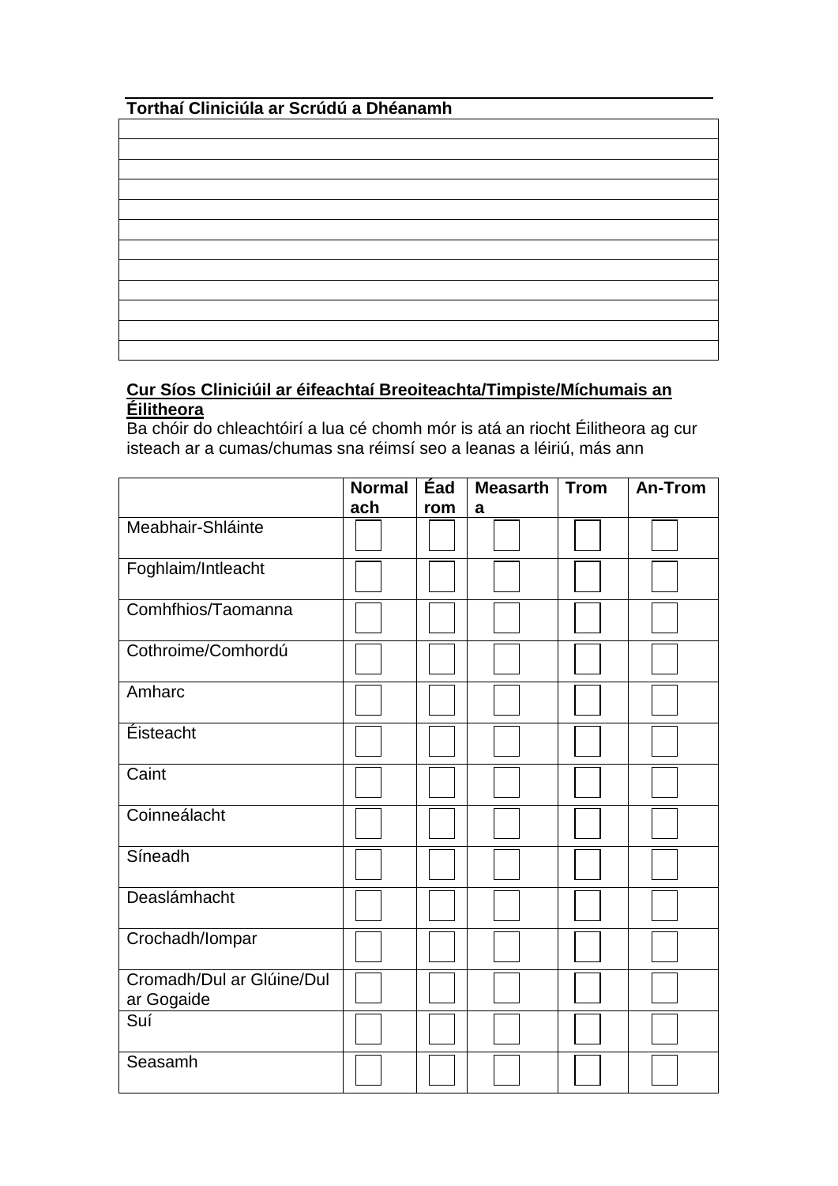**Torthaí Cliniciúla ar Scrúdú a Dhéanamh**

| |
|---|
| |
| |
| |
| |
| |
| |
| |
| |
| |
| |
| |
| |

**Cur Síos Cliniciúil ar éifeachtaí Breoiteachta/Timpiste/Míchumais an Éilitheora**

Ba chóir do chleachtóirí a lua cé chomh mór is atá an riocht Éilitheora ag cur isteach ar a cumas/chumas sna réimsí seo a leanas a léiriú, más ann

| | **Normalach** | **Éadrom** | **Measartha** | **Trom** | **An-Trom** |
|---|---|---|---|---|---|
| Meabhair-Shláinte | ☐ | ☐ | ☐ | ☐ | ☐ |
| Foghlaim/Intleacht | ☐ | ☐ | ☐ | ☐ | ☐ |
| Comhfhios/Taomanna | ☐ | ☐ | ☐ | ☐ | ☐ |
| Cothroime/Comhordú | ☐ | ☐ | ☐ | ☐ | ☐ |
| Amharc | ☐ | ☐ | ☐ | ☐ | ☐ |
| Éisteacht | ☐ | ☐ | ☐ | ☐ | ☐ |
| Caint | ☐ | ☐ | ☐ | ☐ | ☐ |
| Coinneálacht | ☐ | ☐ | ☐ | ☐ | ☐ |
| Síneadh | ☐ | ☐ | ☐ | ☐ | ☐ |
| Deaslámhacht | ☐ | ☐ | ☐ | ☐ | ☐ |
| Crochadh/Iompar | ☐ | ☐ | ☐ | ☐ | ☐ |
| Cromadh/Dul ar Glúine/Dul ar Gogaide | ☐ | ☐ | ☐ | ☐ | ☐ |
| Suí | ☐ | ☐ | ☐ | ☐ | ☐ |
| Seasamh | ☐ | ☐ | ☐ | ☐ | ☐ |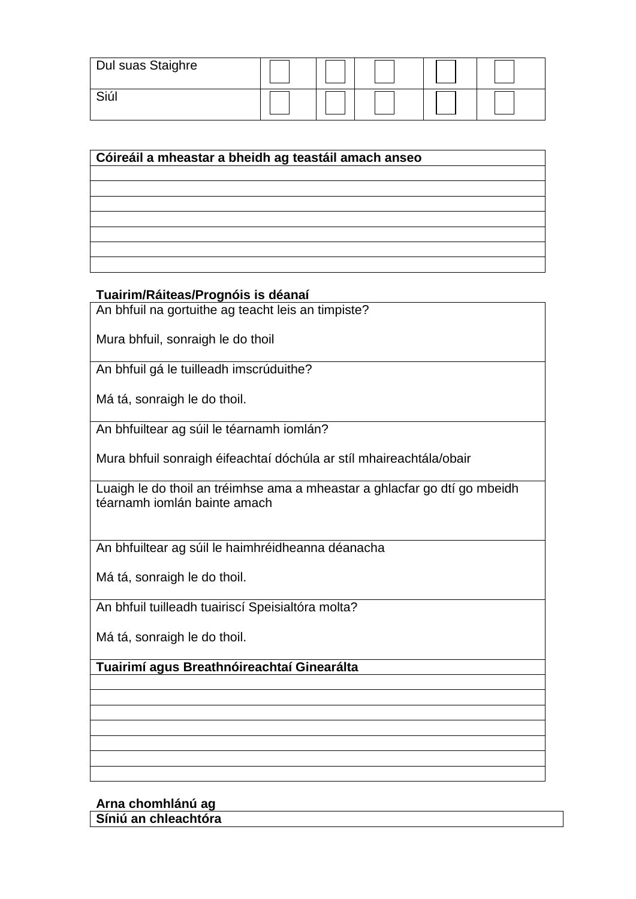| Dul suas Staighre | ☐ | ☐ | ☐ | ☐ | ☐ |
|---|---|---|---|---|---|
| Siúl | ☐ | ☐ | ☐ | ☐ | ☐ |

| **Cóireáil a mheastar a bheidh ag teastáil amach anseo** |
|---|
| |
| |
| |
| |
| |
| |
| |

**Tuairim/Ráiteas/Prognóis is déanaí**

| |
|---|
| An bhfuil na gortuithe ag teacht leis an timpiste?<br><br>Mura bhfuil, sonraigh le do thoil |
| An bhfuil gá le tuilleadh imscrúduithe?<br><br>Má tá, sonraigh le do thoil. |
| An bhfuiltear ag súil le téarnamh iomlán?<br><br>Mura bhfuil sonraigh éifeachtaí dóchúla ar stíl mhaireachtála/obair |
| Luaigh le do thoil an tréimhse ama a mheastar a ghlacfar go dtí go mbeidh téarnamh iomlán bainte amach |
| An bhfuiltear ag súil le haimhréidheanna déanacha<br><br>Má tá, sonraigh le do thoil. |
| An bhfuil tuilleadh tuairiscí Speisialtóra molta?<br><br>Má tá, sonraigh le do thoil. |
| **Tuairimí agus Breathnóireachtaí Ginearálta** |
| |
| |
| |
| |
| |
| |
| |

**Arna chomhlánú ag**

| **Síniú an chleachtóra** |
|---|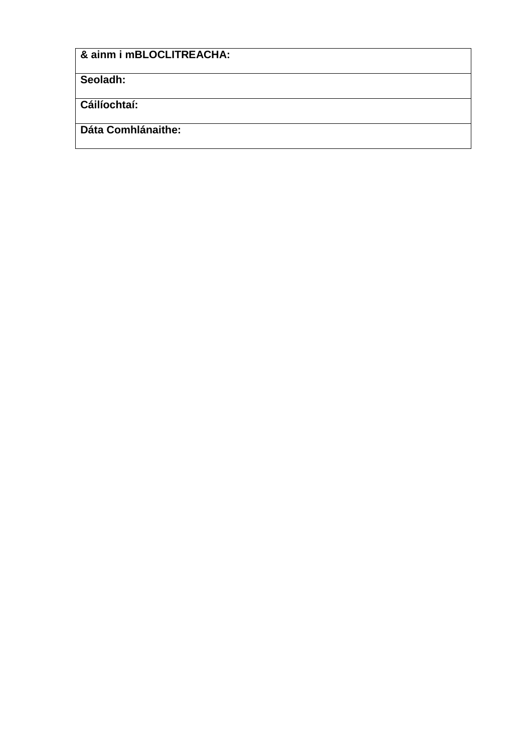| |
|---|
| **& ainm i mBLOCLITREACHA:** |
| **Seoladh:** |
| **Cáilíochtaí:** |
| **Dáta Comhlánaithe:** |